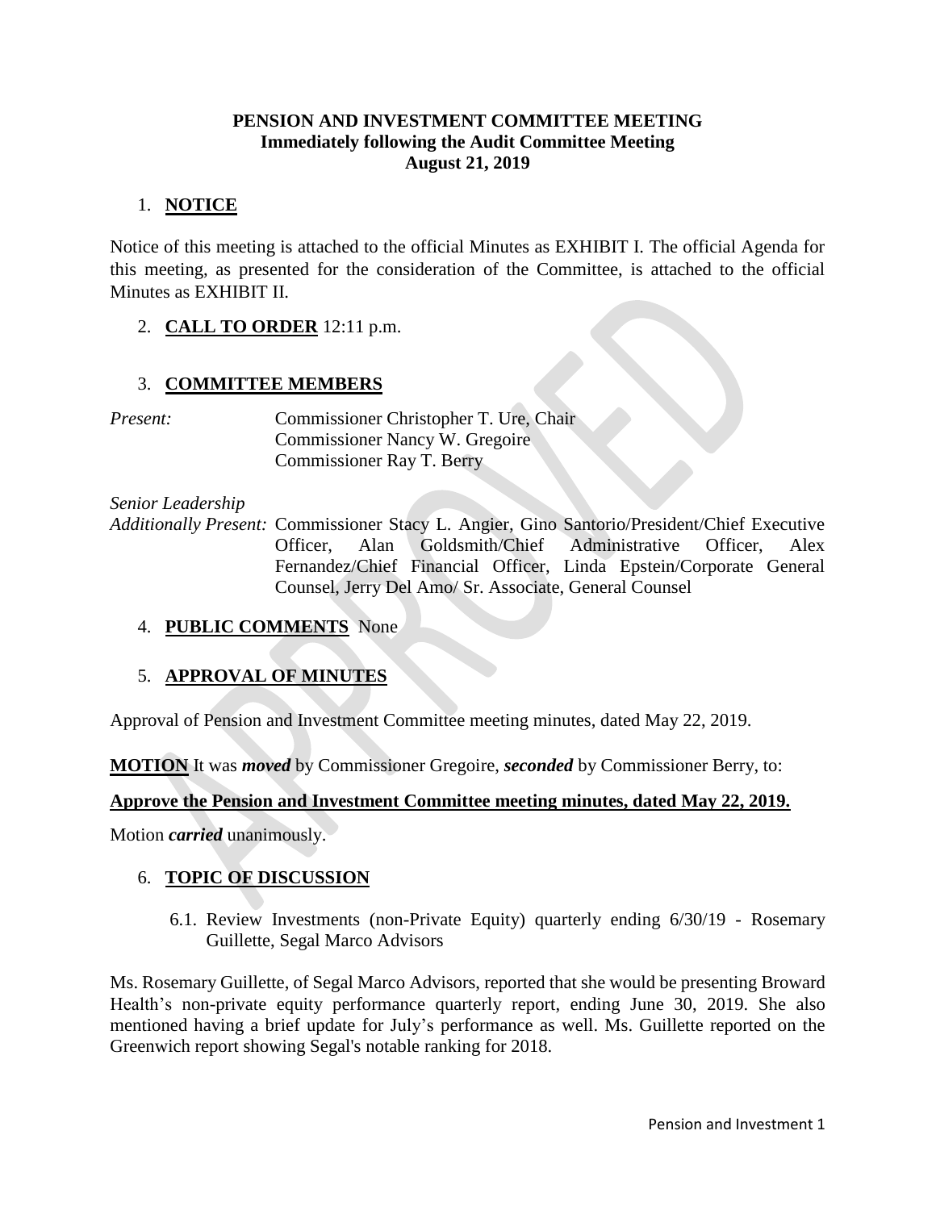**PENSION AND INVESTMENT COMMITTEE MEETING**
**Immediately following the Audit Committee Meeting**
**August 21, 2019**

1. **NOTICE**

Notice of this meeting is attached to the official Minutes as EXHIBIT I. The official Agenda for this meeting, as presented for the consideration of the Committee, is attached to the official Minutes as EXHIBIT II.

2. **CALL TO ORDER** 12:11 p.m.

3. **COMMITTEE MEMBERS**

*Present:* Commissioner Christopher T. Ure, Chair
Commissioner Nancy W. Gregoire
Commissioner Ray T. Berry

*Senior Leadership*
*Additionally Present:* Commissioner Stacy L. Angier, Gino Santorio/President/Chief Executive Officer, Alan Goldsmith/Chief Administrative Officer, Alex Fernandez/Chief Financial Officer, Linda Epstein/Corporate General Counsel, Jerry Del Amo/ Sr. Associate, General Counsel

4. **PUBLIC COMMENTS** None

5. **APPROVAL OF MINUTES**

Approval of Pension and Investment Committee meeting minutes, dated May 22, 2019.

**MOTION** It was ***moved*** by Commissioner Gregoire, ***seconded*** by Commissioner Berry, to:

**Approve the Pension and Investment Committee meeting minutes, dated May 22, 2019.**

Motion ***carried*** unanimously.

6. **TOPIC OF DISCUSSION**

   6.1. Review Investments (non-Private Equity) quarterly ending 6/30/19 - Rosemary Guillette, Segal Marco Advisors

Ms. Rosemary Guillette, of Segal Marco Advisors, reported that she would be presenting Broward Health's non-private equity performance quarterly report, ending June 30, 2019. She also mentioned having a brief update for July's performance as well. Ms. Guillette reported on the Greenwich report showing Segal's notable ranking for 2018.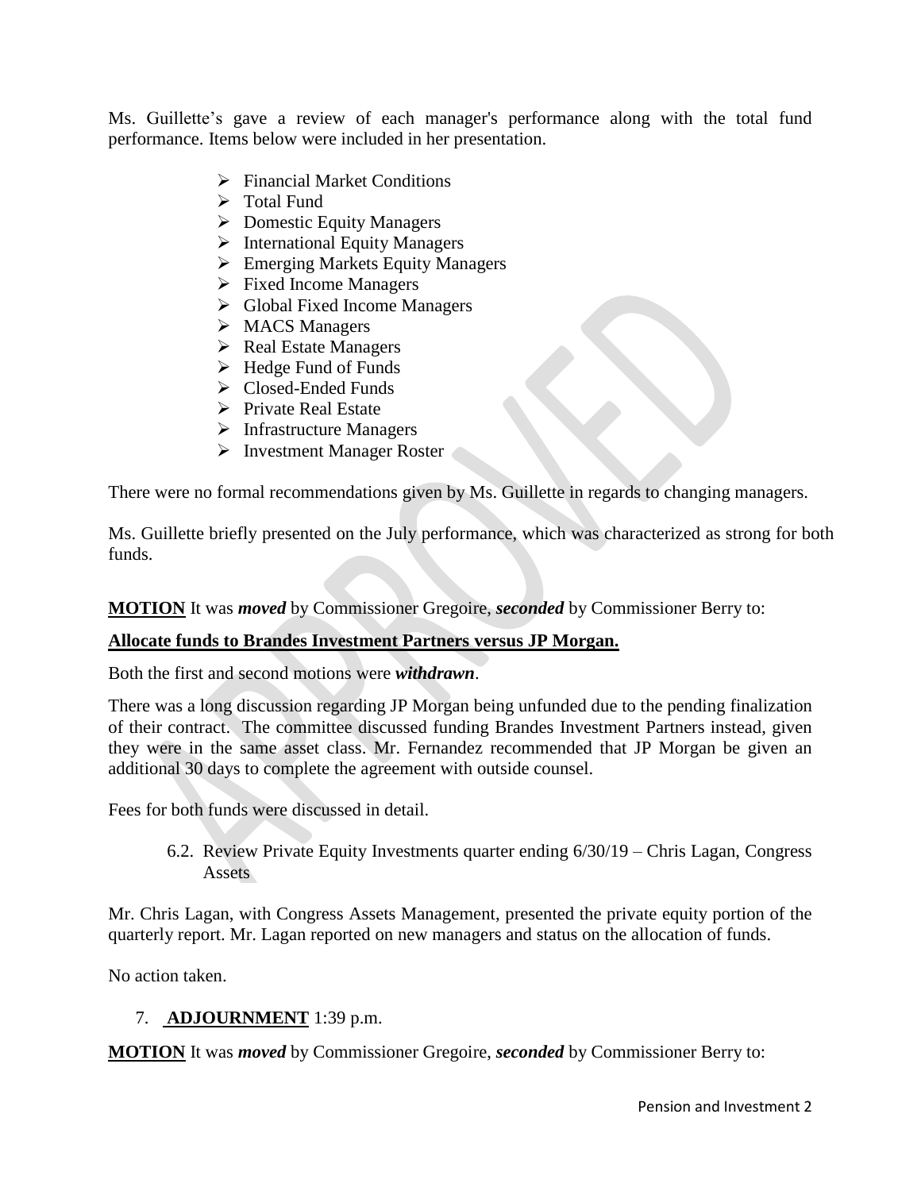Ms. Guillette's gave a review of each manager's performance along with the total fund performance. Items below were included in her presentation.

- Financial Market Conditions
- Total Fund
- Domestic Equity Managers
- International Equity Managers
- Emerging Markets Equity Managers
- Fixed Income Managers
- Global Fixed Income Managers
- MACS Managers
- Real Estate Managers
- Hedge Fund of Funds
- Closed-Ended Funds
- Private Real Estate
- Infrastructure Managers
- Investment Manager Roster

There were no formal recommendations given by Ms. Guillette in regards to changing managers.

Ms. Guillette briefly presented on the July performance, which was characterized as strong for both funds.

**MOTION** It was ***moved*** by Commissioner Gregoire, ***seconded*** by Commissioner Berry to:

**Allocate funds to Brandes Investment Partners versus JP Morgan.**

Both the first and second motions were ***withdrawn***.

There was a long discussion regarding JP Morgan being unfunded due to the pending finalization of their contract. The committee discussed funding Brandes Investment Partners instead, given they were in the same asset class. Mr. Fernandez recommended that JP Morgan be given an additional 30 days to complete the agreement with outside counsel.

Fees for both funds were discussed in detail.

6.2. Review Private Equity Investments quarter ending 6/30/19 – Chris Lagan, Congress Assets

Mr. Chris Lagan, with Congress Assets Management, presented the private equity portion of the quarterly report. Mr. Lagan reported on new managers and status on the allocation of funds.

No action taken.

7. **ADJOURNMENT** 1:39 p.m.

**MOTION** It was ***moved*** by Commissioner Gregoire, ***seconded*** by Commissioner Berry to: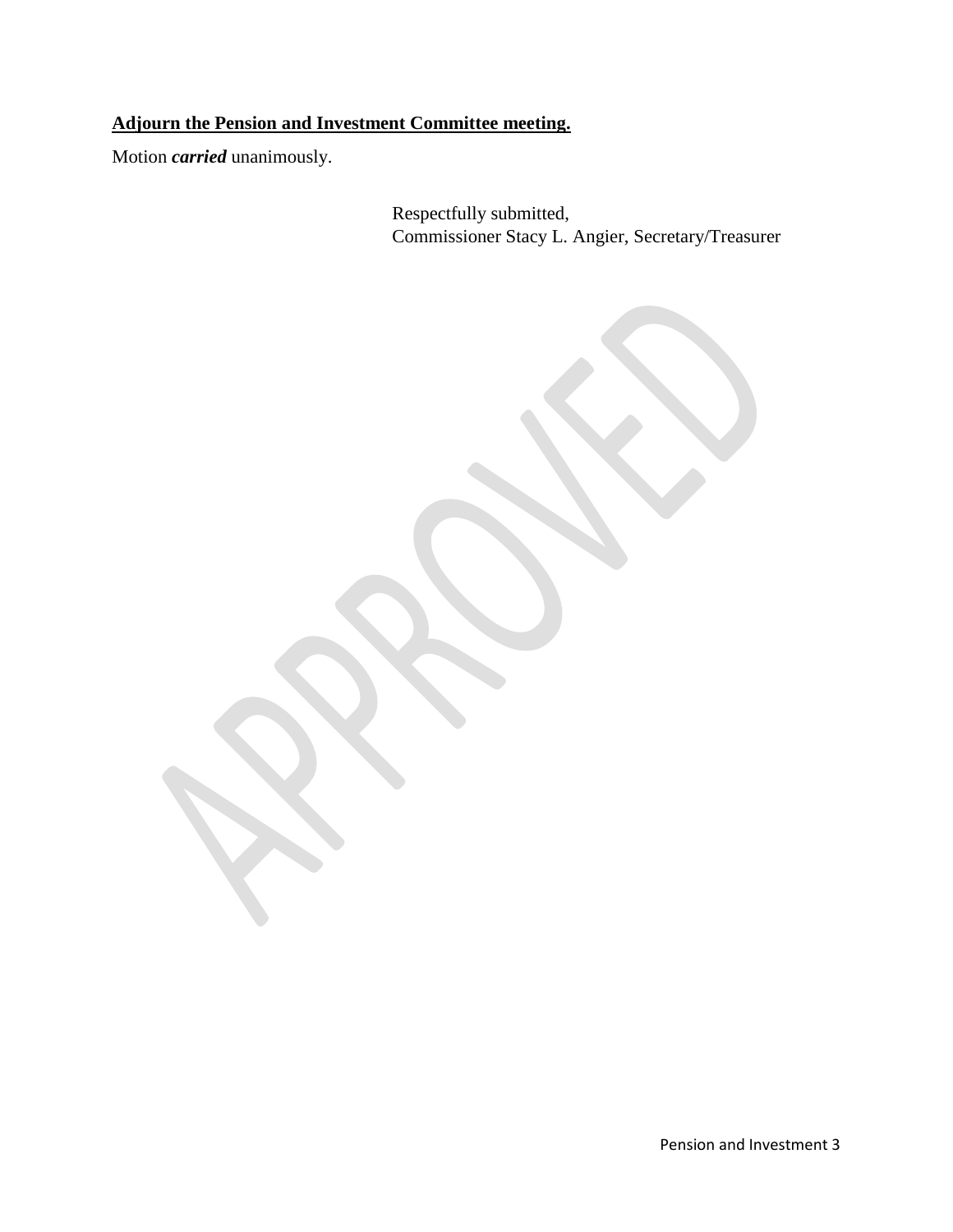**<u>Adjourn the Pension and Investment Committee meeting.</u>**

Motion ***carried*** unanimously.

Respectfully submitted,
Commissioner Stacy L. Angier, Secretary/Treasurer

APPROVED